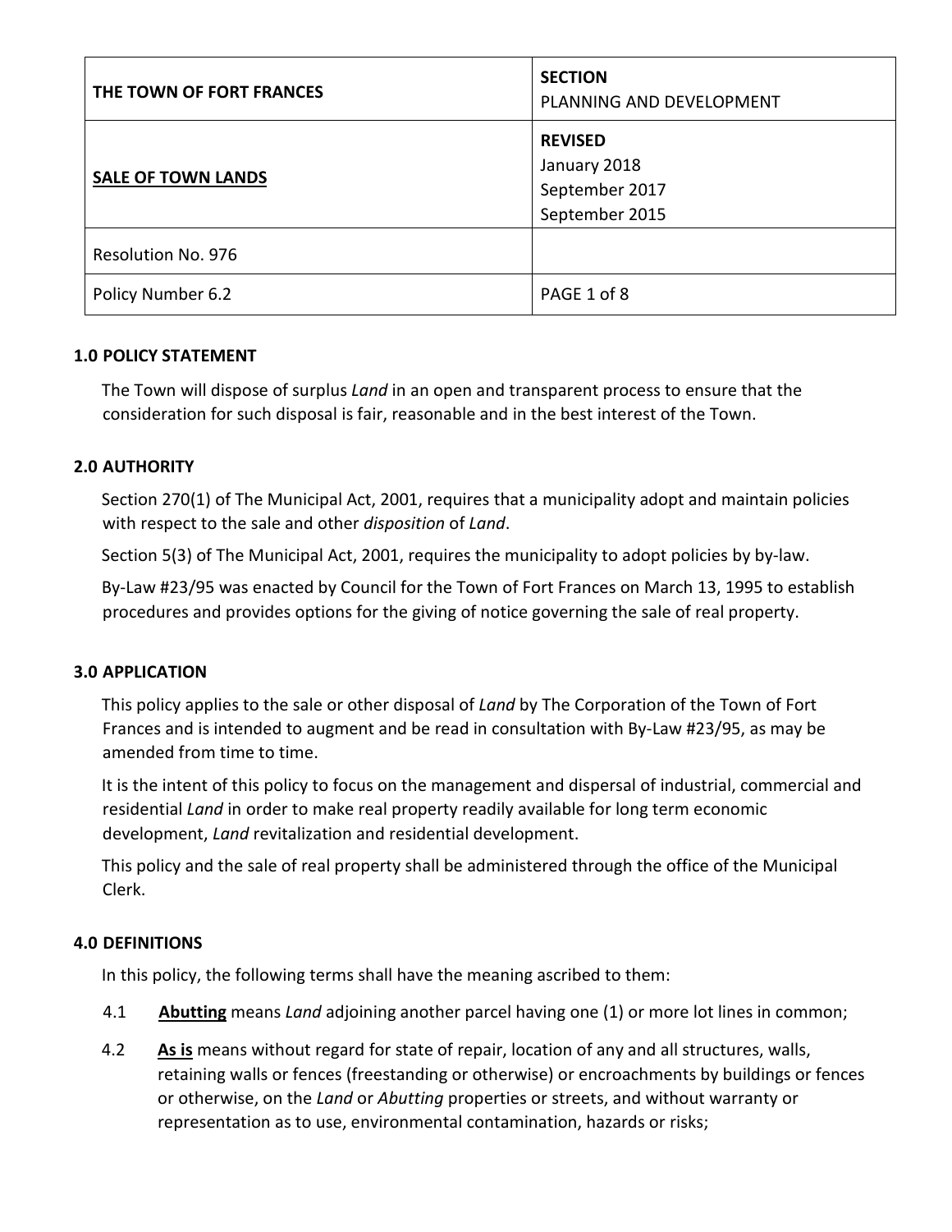| THE TOWN OF FORT FRANCES | **SECTION**<br>PLANNING AND DEVELOPMENT |
|---|---|
| **SALE OF TOWN LANDS** | **REVISED**<br>January 2018<br>September 2017<br>September 2015 |
| Resolution No. 976 | |
| Policy Number 6.2 | PAGE 1 of 8 |

## 1.0 POLICY STATEMENT

The Town will dispose of surplus *Land* in an open and transparent process to ensure that the consideration for such disposal is fair, reasonable and in the best interest of the Town.

## 2.0 AUTHORITY

Section 270(1) of The Municipal Act, 2001, requires that a municipality adopt and maintain policies with respect to the sale and other *disposition* of *Land*.

Section 5(3) of The Municipal Act, 2001, requires the municipality to adopt policies by by-law.

By-Law #23/95 was enacted by Council for the Town of Fort Frances on March 13, 1995 to establish procedures and provides options for the giving of notice governing the sale of real property.

## 3.0 APPLICATION

This policy applies to the sale or other disposal of *Land* by The Corporation of the Town of Fort Frances and is intended to augment and be read in consultation with By-Law #23/95, as may be amended from time to time.

It is the intent of this policy to focus on the management and dispersal of industrial, commercial and residential *Land* in order to make real property readily available for long term economic development, *Land* revitalization and residential development.

This policy and the sale of real property shall be administered through the office of the Municipal Clerk.

## 4.0 DEFINITIONS

In this policy, the following terms shall have the meaning ascribed to them:

4.1 **Abutting** means *Land* adjoining another parcel having one (1) or more lot lines in common;

4.2 **As is** means without regard for state of repair, location of any and all structures, walls, retaining walls or fences (freestanding or otherwise) or encroachments by buildings or fences or otherwise, on the *Land* or *Abutting* properties or streets, and without warranty or representation as to use, environmental contamination, hazards or risks;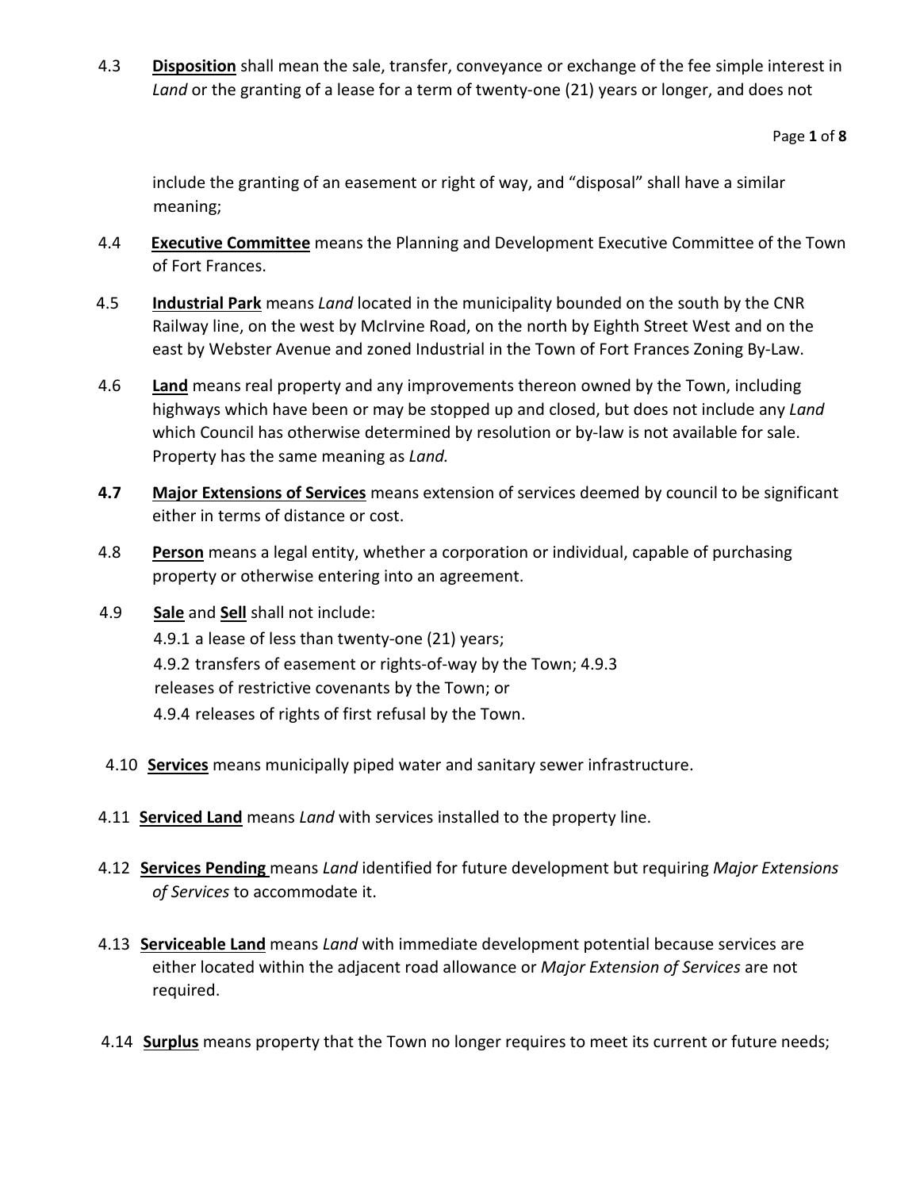4.3 **Disposition** shall mean the sale, transfer, conveyance or exchange of the fee simple interest in *Land* or the granting of a lease for a term of twenty-one (21) years or longer, and does not include the granting of an easement or right of way, and "disposal" shall have a similar meaning;

4.4 **Executive Committee** means the Planning and Development Executive Committee of the Town of Fort Frances.

4.5 **Industrial Park** means *Land* located in the municipality bounded on the south by the CNR Railway line, on the west by McIrvine Road, on the north by Eighth Street West and on the east by Webster Avenue and zoned Industrial in the Town of Fort Frances Zoning By-Law.

4.6 **Land** means real property and any improvements thereon owned by the Town, including highways which have been or may be stopped up and closed, but does not include any *Land* which Council has otherwise determined by resolution or by-law is not available for sale. Property has the same meaning as *Land.*

**4.7** **Major Extensions of Services** means extension of services deemed by council to be significant either in terms of distance or cost.

4.8 **Person** means a legal entity, whether a corporation or individual, capable of purchasing property or otherwise entering into an agreement.

4.9 **Sale** and **Sell** shall not include:

4.9.1 a lease of less than twenty-one (21) years;
4.9.2 transfers of easement or rights-of-way by the Town;
4.9.3 releases of restrictive covenants by the Town; or
4.9.4 releases of rights of first refusal by the Town.

4.10 **Services** means municipally piped water and sanitary sewer infrastructure.

4.11 **Serviced Land** means *Land* with services installed to the property line.

4.12 **Services Pending** means *Land* identified for future development but requiring *Major Extensions of Services* to accommodate it.

4.13 **Serviceable Land** means *Land* with immediate development potential because services are either located within the adjacent road allowance or *Major Extension of Services* are not required.

4.14 **Surplus** means property that the Town no longer requires to meet its current or future needs;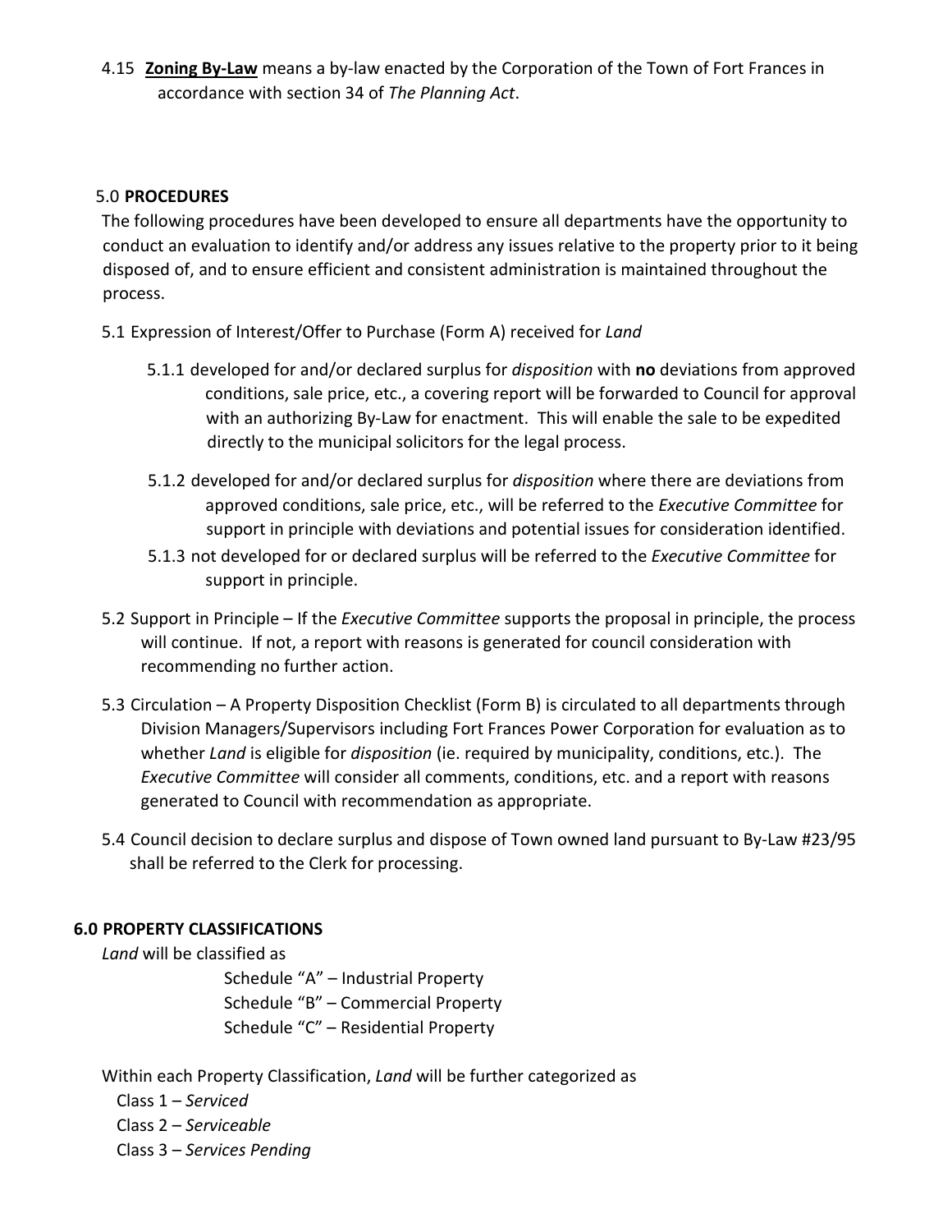4.15 **Zoning By-Law** means a by-law enacted by the Corporation of the Town of Fort Frances in accordance with section 34 of *The Planning Act*.

## 5.0 **PROCEDURES**

The following procedures have been developed to ensure all departments have the opportunity to conduct an evaluation to identify and/or address any issues relative to the property prior to it being disposed of, and to ensure efficient and consistent administration is maintained throughout the process.

5.1 Expression of Interest/Offer to Purchase (Form A) received for *Land*

5.1.1 developed for and/or declared surplus for *disposition* with **no** deviations from approved conditions, sale price, etc., a covering report will be forwarded to Council for approval with an authorizing By-Law for enactment. This will enable the sale to be expedited directly to the municipal solicitors for the legal process.

5.1.2 developed for and/or declared surplus for *disposition* where there are deviations from approved conditions, sale price, etc., will be referred to the *Executive Committee* for support in principle with deviations and potential issues for consideration identified.

5.1.3 not developed for or declared surplus will be referred to the *Executive Committee* for support in principle.

5.2 Support in Principle – If the *Executive Committee* supports the proposal in principle, the process will continue. If not, a report with reasons is generated for council consideration with recommending no further action.

5.3 Circulation – A Property Disposition Checklist (Form B) is circulated to all departments through Division Managers/Supervisors including Fort Frances Power Corporation for evaluation as to whether *Land* is eligible for *disposition* (ie. required by municipality, conditions, etc.). The *Executive Committee* will consider all comments, conditions, etc. and a report with reasons generated to Council with recommendation as appropriate.

5.4 Council decision to declare surplus and dispose of Town owned land pursuant to By-Law #23/95 shall be referred to the Clerk for processing.

## **6.0 PROPERTY CLASSIFICATIONS**

*Land* will be classified as

Schedule "A" – Industrial Property
Schedule "B" – Commercial Property
Schedule "C" – Residential Property

Within each Property Classification, *Land* will be further categorized as

Class 1 – *Serviced*
Class 2 – *Serviceable*
Class 3 – *Services Pending*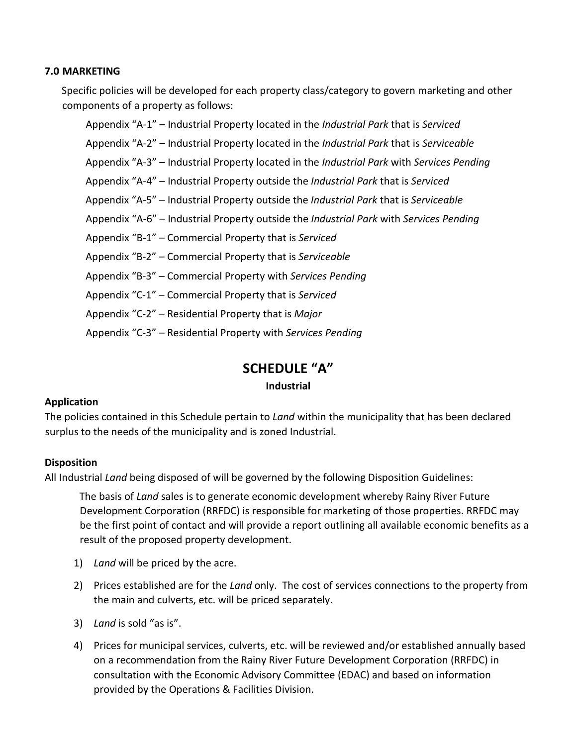### 7.0 MARKETING

Specific policies will be developed for each property class/category to govern marketing and other components of a property as follows:

Appendix "A-1" – Industrial Property located in the *Industrial Park* that is *Serviced*

Appendix "A-2" – Industrial Property located in the *Industrial Park* that is *Serviceable*

Appendix "A-3" – Industrial Property located in the *Industrial Park* with *Services Pending*

Appendix "A-4" – Industrial Property outside the *Industrial Park* that is *Serviced*

Appendix "A-5" – Industrial Property outside the *Industrial Park* that is *Serviceable*

Appendix "A-6" – Industrial Property outside the *Industrial Park* with *Services Pending*

Appendix "B-1" – Commercial Property that is *Serviced*

Appendix "B-2" – Commercial Property that is *Serviceable*

Appendix "B-3" – Commercial Property with *Services Pending*

Appendix "C-1" – Commercial Property that is *Serviced*

Appendix "C-2" – Residential Property that is *Major*

Appendix "C-3" – Residential Property with *Services Pending*

## SCHEDULE "A"

**Industrial**

**Application**

The policies contained in this Schedule pertain to *Land* within the municipality that has been declared surplus to the needs of the municipality and is zoned Industrial.

**Disposition**

All Industrial *Land* being disposed of will be governed by the following Disposition Guidelines:

The basis of *Land* sales is to generate economic development whereby Rainy River Future Development Corporation (RRFDC) is responsible for marketing of those properties. RRFDC may be the first point of contact and will provide a report outlining all available economic benefits as a result of the proposed property development.

1) *Land* will be priced by the acre.
2) Prices established are for the *Land* only. The cost of services connections to the property from the main and culverts, etc. will be priced separately.
3) *Land* is sold "as is".
4) Prices for municipal services, culverts, etc. will be reviewed and/or established annually based on a recommendation from the Rainy River Future Development Corporation (RRFDC) in consultation with the Economic Advisory Committee (EDAC) and based on information provided by the Operations & Facilities Division.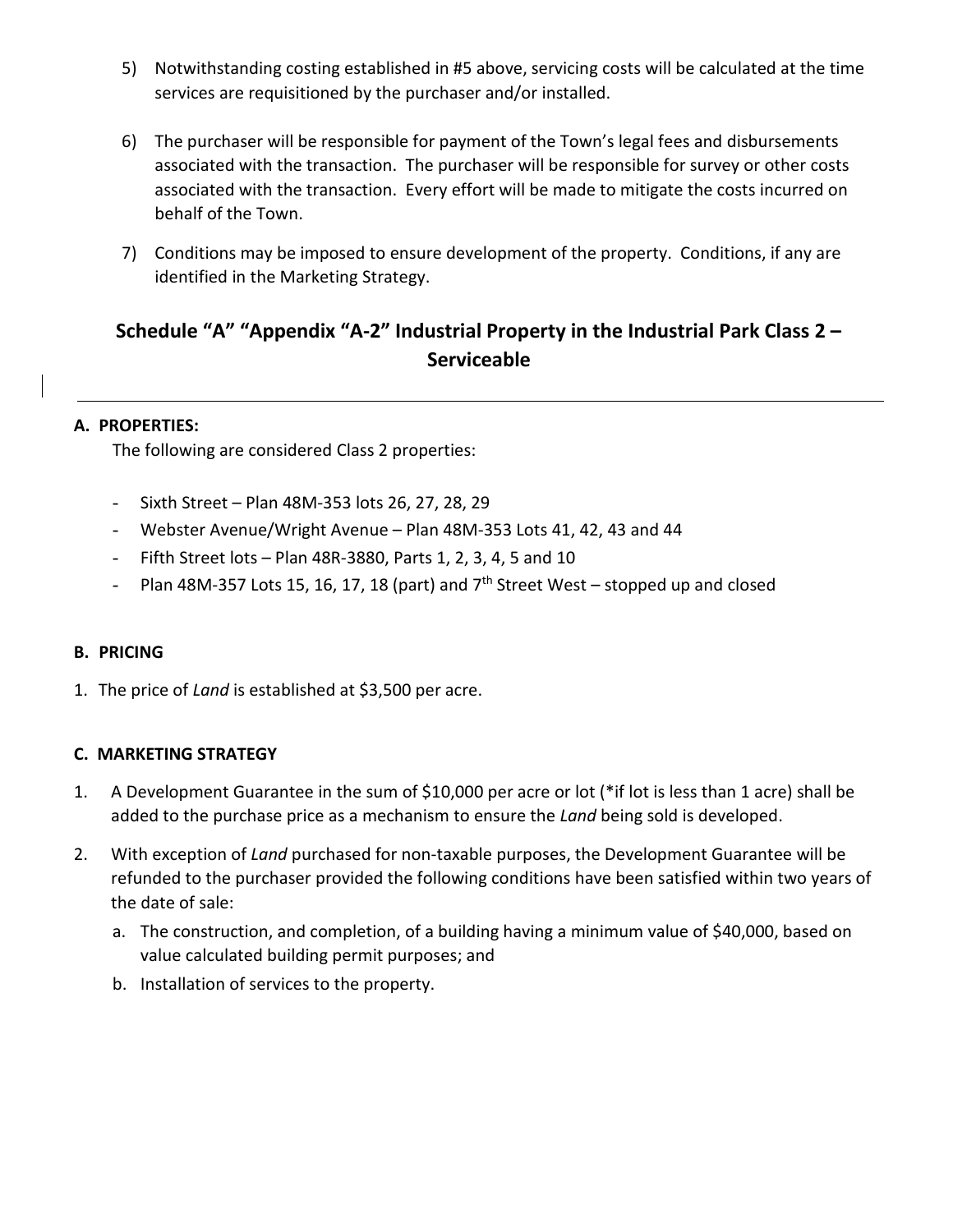5) Notwithstanding costing established in #5 above, servicing costs will be calculated at the time services are requisitioned by the purchaser and/or installed.

6) The purchaser will be responsible for payment of the Town's legal fees and disbursements associated with the transaction. The purchaser will be responsible for survey or other costs associated with the transaction. Every effort will be made to mitigate the costs incurred on behalf of the Town.

7) Conditions may be imposed to ensure development of the property. Conditions, if any are identified in the Marketing Strategy.

## Schedule "A" "Appendix "A-2" Industrial Property in the Industrial Park Class 2 – Serviceable

---

**A. PROPERTIES:**

The following are considered Class 2 properties:

- Sixth Street – Plan 48M-353 lots 26, 27, 28, 29
- Webster Avenue/Wright Avenue – Plan 48M-353 Lots 41, 42, 43 and 44
- Fifth Street lots – Plan 48R-3880, Parts 1, 2, 3, 4, 5 and 10
- Plan 48M-357 Lots 15, 16, 17, 18 (part) and 7th Street West – stopped up and closed

**B. PRICING**

1. The price of *Land* is established at $3,500 per acre.

**C. MARKETING STRATEGY**

1. A Development Guarantee in the sum of $10,000 per acre or lot (*if lot is less than 1 acre) shall be added to the purchase price as a mechanism to ensure the *Land* being sold is developed.

2. With exception of *Land* purchased for non-taxable purposes, the Development Guarantee will be refunded to the purchaser provided the following conditions have been satisfied within two years of the date of sale:
   a. The construction, and completion, of a building having a minimum value of $40,000, based on value calculated building permit purposes; and
   b. Installation of services to the property.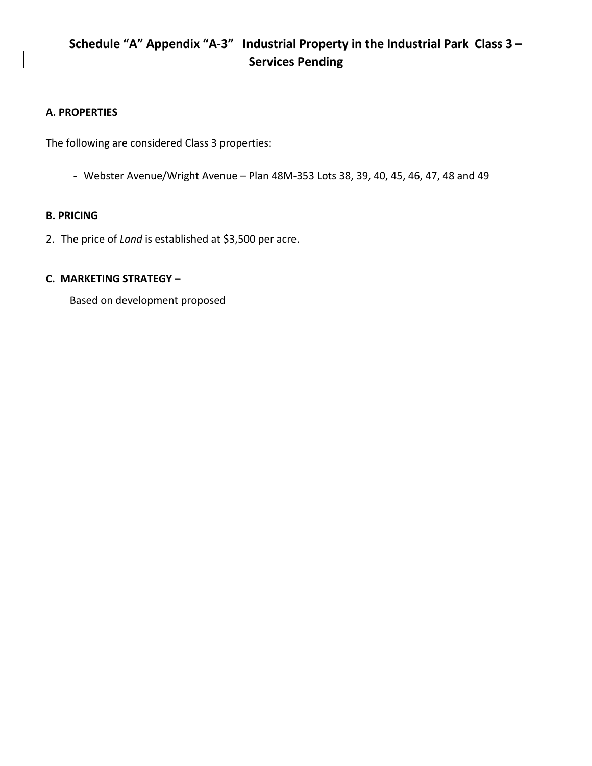# Schedule "A" Appendix "A-3" Industrial Property in the Industrial Park Class 3 – Services Pending

---

**A. PROPERTIES**

The following are considered Class 3 properties:

- Webster Avenue/Wright Avenue – Plan 48M-353 Lots 38, 39, 40, 45, 46, 47, 48 and 49

**B. PRICING**

2. The price of *Land* is established at $3,500 per acre.

**C. MARKETING STRATEGY –**

Based on development proposed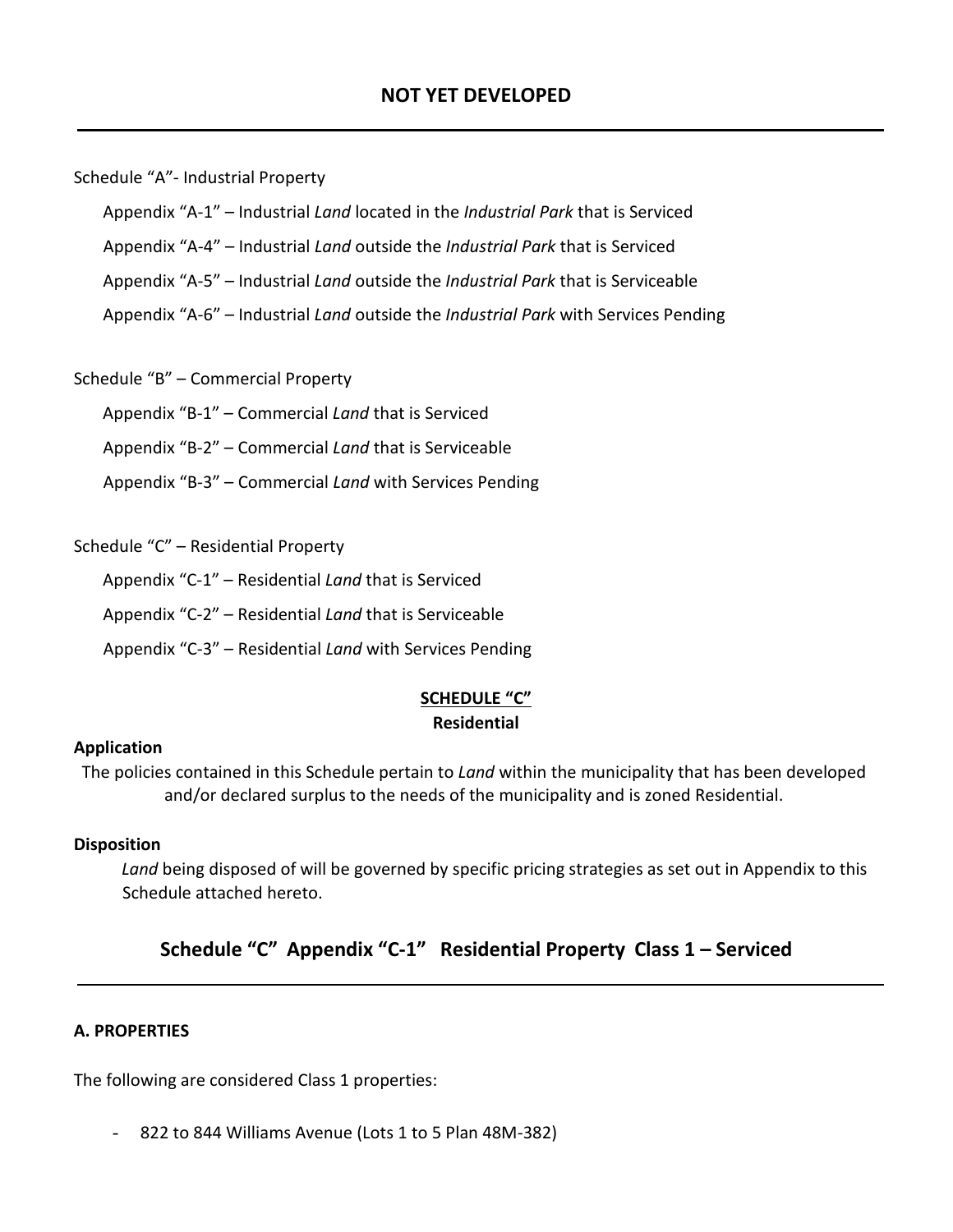## NOT YET DEVELOPED

---

Schedule "A"- Industrial Property

- Appendix "A-1" – Industrial *Land* located in the *Industrial Park* that is Serviced
- Appendix "A-4" – Industrial *Land* outside the *Industrial Park* that is Serviced
- Appendix "A-5" – Industrial *Land* outside the *Industrial Park* that is Serviceable
- Appendix "A-6" – Industrial *Land* outside the *Industrial Park* with Services Pending

Schedule "B" – Commercial Property

- Appendix "B-1" – Commercial *Land* that is Serviced
- Appendix "B-2" – Commercial *Land* that is Serviceable
- Appendix "B-3" – Commercial *Land* with Services Pending

Schedule "C" – Residential Property

- Appendix "C-1" – Residential *Land* that is Serviced
- Appendix "C-2" – Residential *Land* that is Serviceable
- Appendix "C-3" – Residential *Land* with Services Pending

**SCHEDULE "C"**

**Residential**

**Application**

The policies contained in this Schedule pertain to *Land* within the municipality that has been developed and/or declared surplus to the needs of the municipality and is zoned Residential.

**Disposition**

*Land* being disposed of will be governed by specific pricing strategies as set out in Appendix to this Schedule attached hereto.

## Schedule "C" Appendix "C-1" Residential Property Class 1 – Serviced

---

**A. PROPERTIES**

The following are considered Class 1 properties:

- 822 to 844 Williams Avenue (Lots 1 to 5 Plan 48M-382)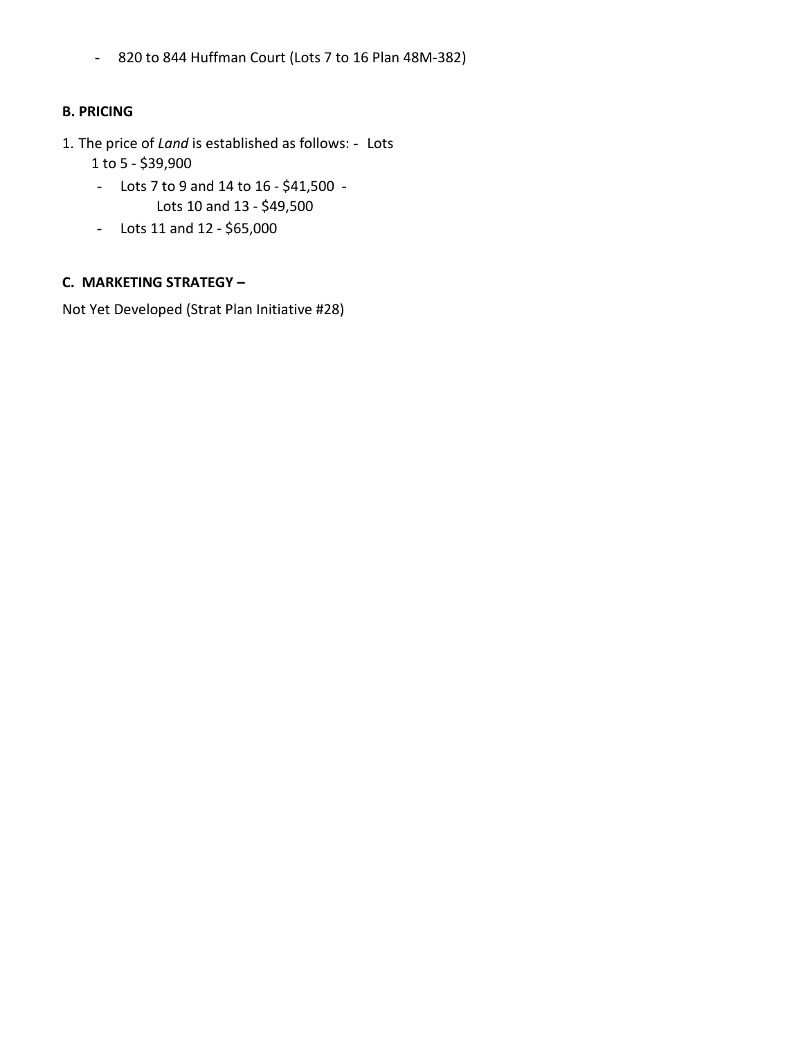- 820 to 844 Huffman Court (Lots 7 to 16 Plan 48M-382)

**B. PRICING**

1. The price of *Land* is established as follows: - Lots 1 to 5 - $39,900
   - Lots 7 to 9 and 14 to 16 - $41,500 - Lots 10 and 13 - $49,500
   - Lots 11 and 12 - $65,000

**C. MARKETING STRATEGY –**

Not Yet Developed (Strat Plan Initiative #28)